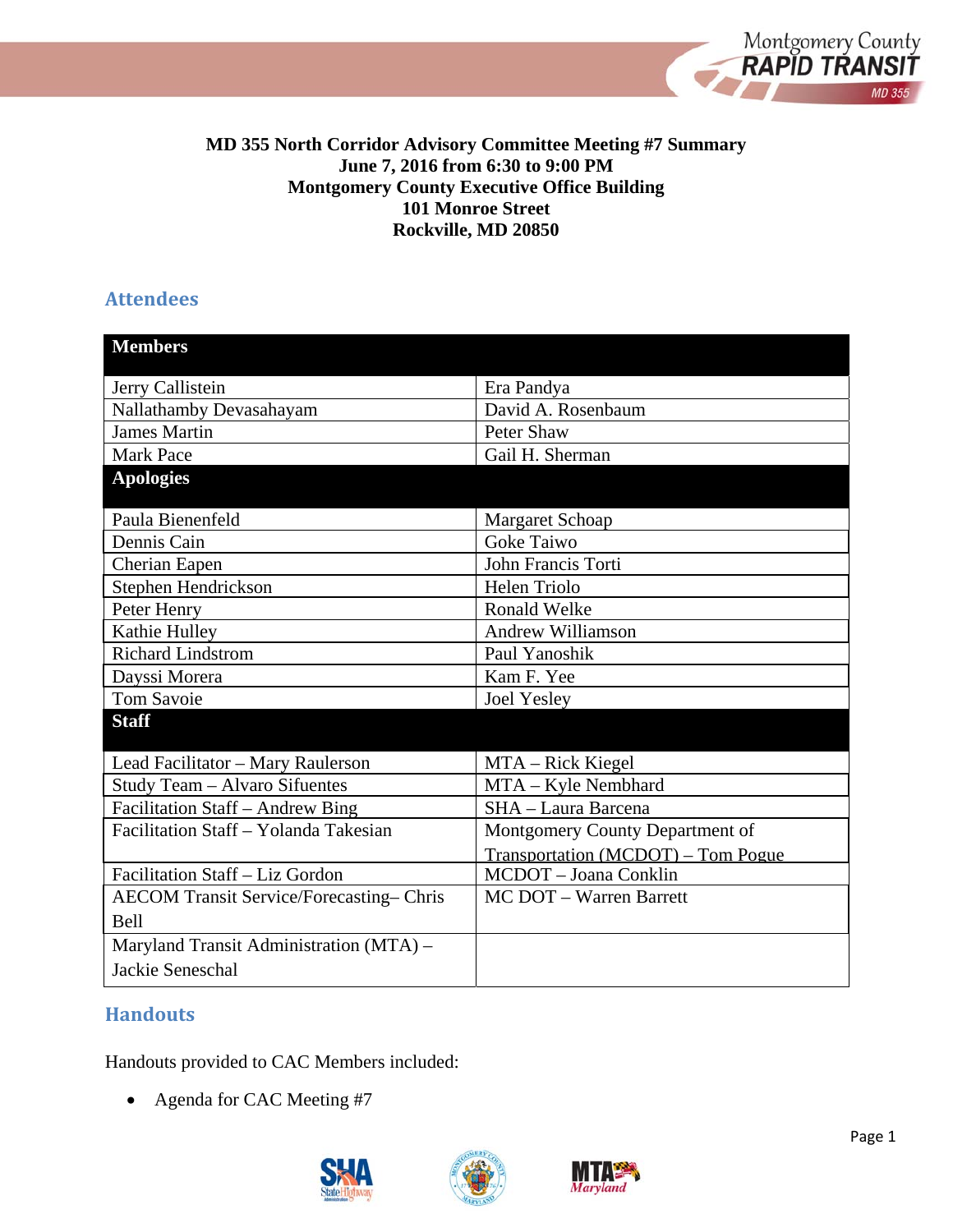**MD 355 North Corridor Advisory Committee Meeting #7 Summary**
**June 7, 2016 from 6:30 to 9:00 PM**
**Montgomery County Executive Office Building**
**101 Monroe Street**
**Rockville, MD 20850**

## Attendees

| Members | |
|---|---|
| Jerry Callistein | Era Pandya |
| Nallathamby Devasahayam | David A. Rosenbaum |
| James Martin | Peter Shaw |
| Mark Pace | Gail H. Sherman |
| **Apologies** | |
| Paula Bienenfeld | Margaret Schoap |
| Dennis Cain | Goke Taiwo |
| Cherian Eapen | John Francis Torti |
| Stephen Hendrickson | Helen Triolo |
| Peter Henry | Ronald Welke |
| Kathie Hulley | Andrew Williamson |
| Richard Lindstrom | Paul Yanoshik |
| Dayssi Morera | Kam F. Yee |
| Tom Savoie | Joel Yesley |
| **Staff** | |
| Lead Facilitator – Mary Raulerson | MTA – Rick Kiegel |
| Study Team – Alvaro Sifuentes | MTA – Kyle Nembhard |
| Facilitation Staff – Andrew Bing | SHA – Laura Barcena |
| Facilitation Staff – Yolanda Takesian | Montgomery County Department of Transportation (MCDOT) – Tom Pogue |
| Facilitation Staff – Liz Gordon | MCDOT – Joana Conklin |
| AECOM Transit Service/Forecasting– Chris Bell | MC DOT – Warren Barrett |
| Maryland Transit Administration (MTA) – Jackie Seneschal | |

## Handouts

Handouts provided to CAC Members included:

- Agenda for CAC Meeting #7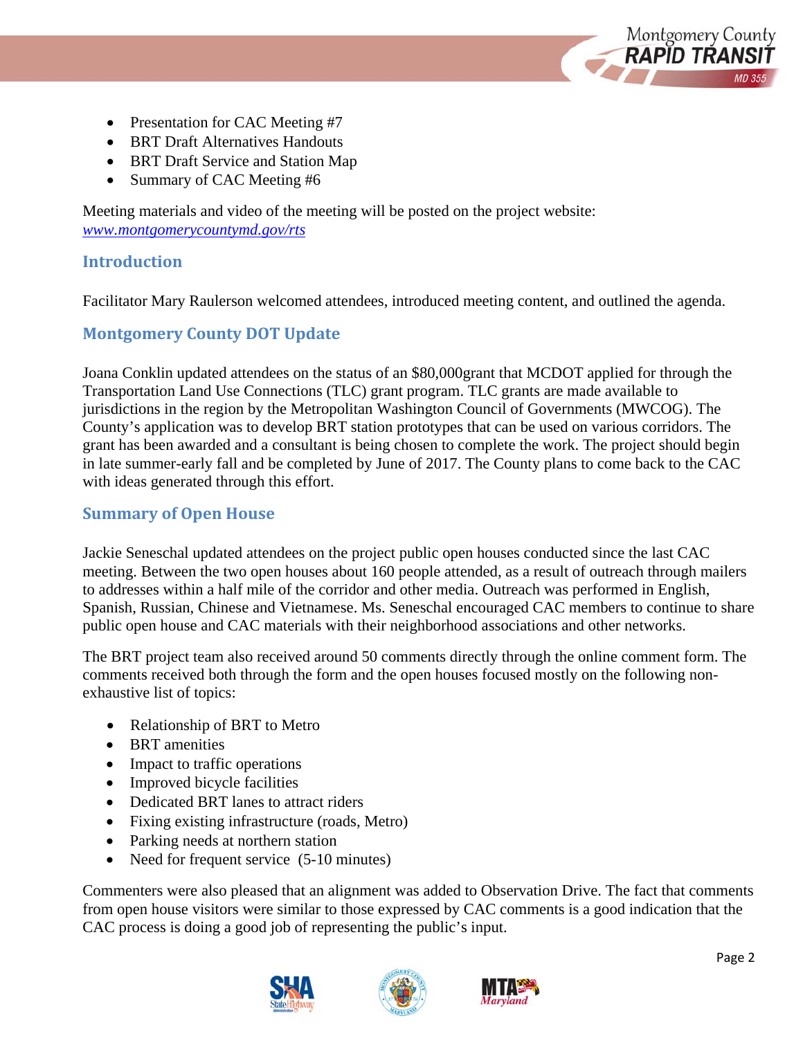- Presentation for CAC Meeting #7
- BRT Draft Alternatives Handouts
- BRT Draft Service and Station Map
- Summary of CAC Meeting #6

Meeting materials and video of the meeting will be posted on the project website: *www.montgomerycountymd.gov/rts*

## Introduction

Facilitator Mary Raulerson welcomed attendees, introduced meeting content, and outlined the agenda.

## Montgomery County DOT Update

Joana Conklin updated attendees on the status of an $80,000grant that MCDOT applied for through the Transportation Land Use Connections (TLC) grant program. TLC grants are made available to jurisdictions in the region by the Metropolitan Washington Council of Governments (MWCOG). The County's application was to develop BRT station prototypes that can be used on various corridors. The grant has been awarded and a consultant is being chosen to complete the work. The project should begin in late summer-early fall and be completed by June of 2017. The County plans to come back to the CAC with ideas generated through this effort.

## Summary of Open House

Jackie Seneschal updated attendees on the project public open houses conducted since the last CAC meeting. Between the two open houses about 160 people attended, as a result of outreach through mailers to addresses within a half mile of the corridor and other media. Outreach was performed in English, Spanish, Russian, Chinese and Vietnamese. Ms. Seneschal encouraged CAC members to continue to share public open house and CAC materials with their neighborhood associations and other networks.

The BRT project team also received around 50 comments directly through the online comment form. The comments received both through the form and the open houses focused mostly on the following non-exhaustive list of topics:

- Relationship of BRT to Metro
- BRT amenities
- Impact to traffic operations
- Improved bicycle facilities
- Dedicated BRT lanes to attract riders
- Fixing existing infrastructure (roads, Metro)
- Parking needs at northern station
- Need for frequent service (5-10 minutes)

Commenters were also pleased that an alignment was added to Observation Drive. The fact that comments from open house visitors were similar to those expressed by CAC comments is a good indication that the CAC process is doing a good job of representing the public's input.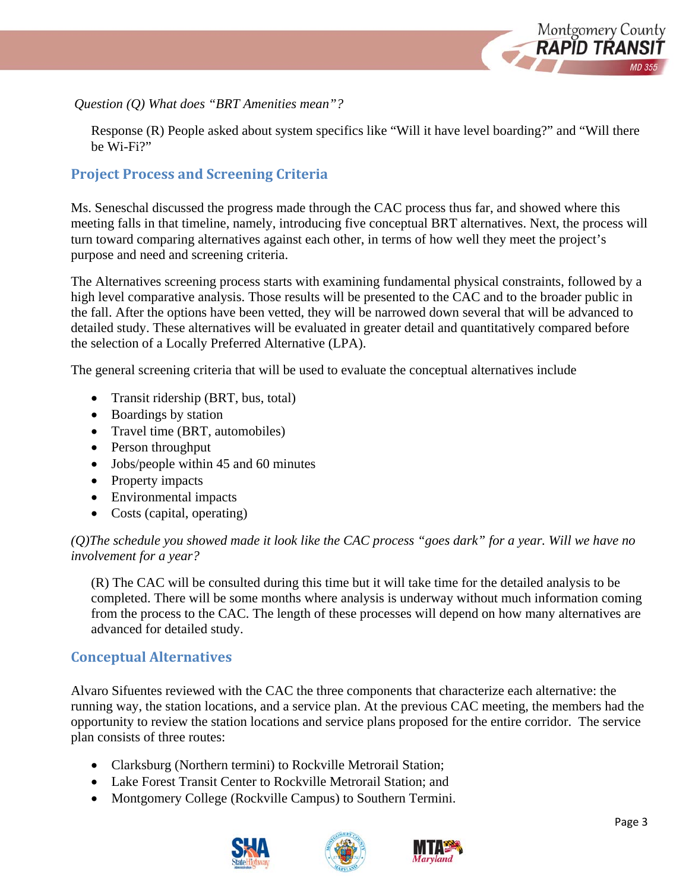*Question (Q) What does "BRT Amenities mean"?*

Response (R) People asked about system specifics like "Will it have level boarding?" and "Will there be Wi-Fi?"

## Project Process and Screening Criteria

Ms. Seneschal discussed the progress made through the CAC process thus far, and showed where this meeting falls in that timeline, namely, introducing five conceptual BRT alternatives. Next, the process will turn toward comparing alternatives against each other, in terms of how well they meet the project's purpose and need and screening criteria.

The Alternatives screening process starts with examining fundamental physical constraints, followed by a high level comparative analysis. Those results will be presented to the CAC and to the broader public in the fall. After the options have been vetted, they will be narrowed down several that will be advanced to detailed study. These alternatives will be evaluated in greater detail and quantitatively compared before the selection of a Locally Preferred Alternative (LPA).

The general screening criteria that will be used to evaluate the conceptual alternatives include

- Transit ridership (BRT, bus, total)
- Boardings by station
- Travel time (BRT, automobiles)
- Person throughput
- Jobs/people within 45 and 60 minutes
- Property impacts
- Environmental impacts
- Costs (capital, operating)

*(Q)The schedule you showed made it look like the CAC process "goes dark" for a year. Will we have no involvement for a year?*

(R) The CAC will be consulted during this time but it will take time for the detailed analysis to be completed. There will be some months where analysis is underway without much information coming from the process to the CAC. The length of these processes will depend on how many alternatives are advanced for detailed study.

## Conceptual Alternatives

Alvaro Sifuentes reviewed with the CAC the three components that characterize each alternative: the running way, the station locations, and a service plan. At the previous CAC meeting, the members had the opportunity to review the station locations and service plans proposed for the entire corridor. The service plan consists of three routes:

- Clarksburg (Northern termini) to Rockville Metrorail Station;
- Lake Forest Transit Center to Rockville Metrorail Station; and
- Montgomery College (Rockville Campus) to Southern Termini.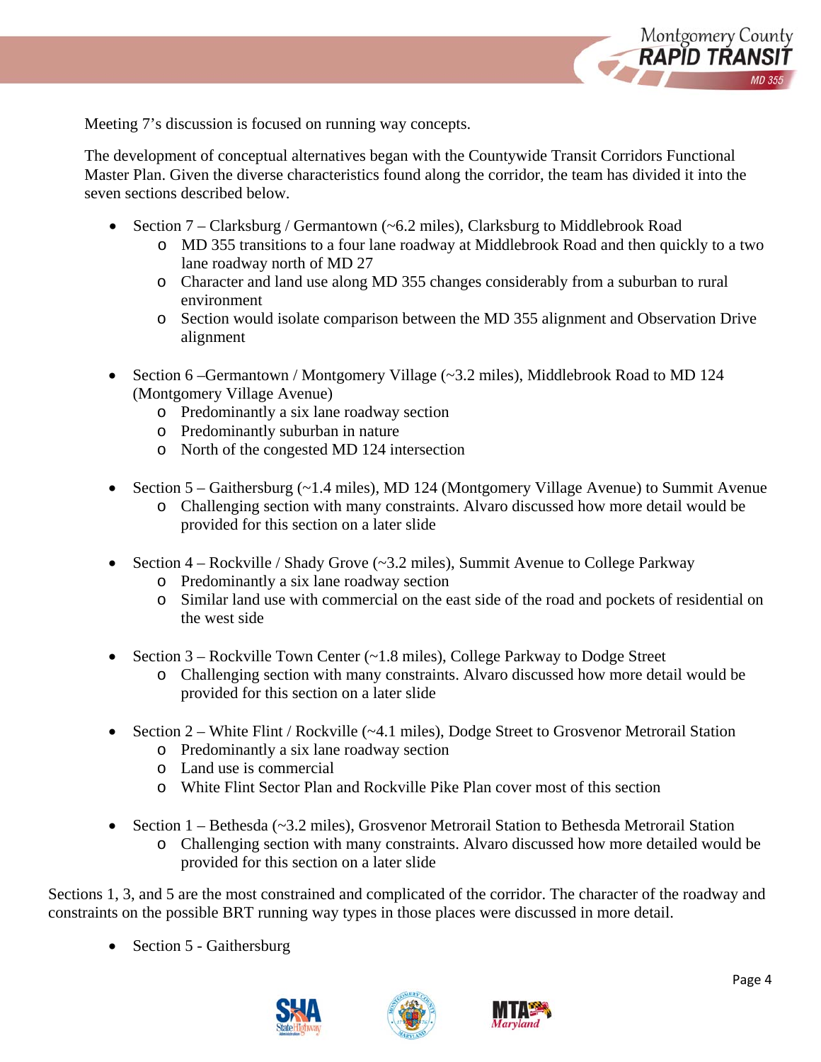Meeting 7's discussion is focused on running way concepts.

The development of conceptual alternatives began with the Countywide Transit Corridors Functional Master Plan. Given the diverse characteristics found along the corridor, the team has divided it into the seven sections described below.

- Section 7 – Clarksburg / Germantown (~6.2 miles), Clarksburg to Middlebrook Road
  - MD 355 transitions to a four lane roadway at Middlebrook Road and then quickly to a two lane roadway north of MD 27
  - Character and land use along MD 355 changes considerably from a suburban to rural environment
  - Section would isolate comparison between the MD 355 alignment and Observation Drive alignment

- Section 6 –Germantown / Montgomery Village (~3.2 miles), Middlebrook Road to MD 124 (Montgomery Village Avenue)
  - Predominantly a six lane roadway section
  - Predominantly suburban in nature
  - North of the congested MD 124 intersection

- Section 5 – Gaithersburg (~1.4 miles), MD 124 (Montgomery Village Avenue) to Summit Avenue
  - Challenging section with many constraints. Alvaro discussed how more detail would be provided for this section on a later slide

- Section 4 – Rockville / Shady Grove (~3.2 miles), Summit Avenue to College Parkway
  - Predominantly a six lane roadway section
  - Similar land use with commercial on the east side of the road and pockets of residential on the west side

- Section 3 – Rockville Town Center (~1.8 miles), College Parkway to Dodge Street
  - Challenging section with many constraints. Alvaro discussed how more detail would be provided for this section on a later slide

- Section 2 – White Flint / Rockville (~4.1 miles), Dodge Street to Grosvenor Metrorail Station
  - Predominantly a six lane roadway section
  - Land use is commercial
  - White Flint Sector Plan and Rockville Pike Plan cover most of this section

- Section 1 – Bethesda (~3.2 miles), Grosvenor Metrorail Station to Bethesda Metrorail Station
  - Challenging section with many constraints. Alvaro discussed how more detailed would be provided for this section on a later slide

Sections 1, 3, and 5 are the most constrained and complicated of the corridor. The character of the roadway and constraints on the possible BRT running way types in those places were discussed in more detail.

- Section 5 - Gaithersburg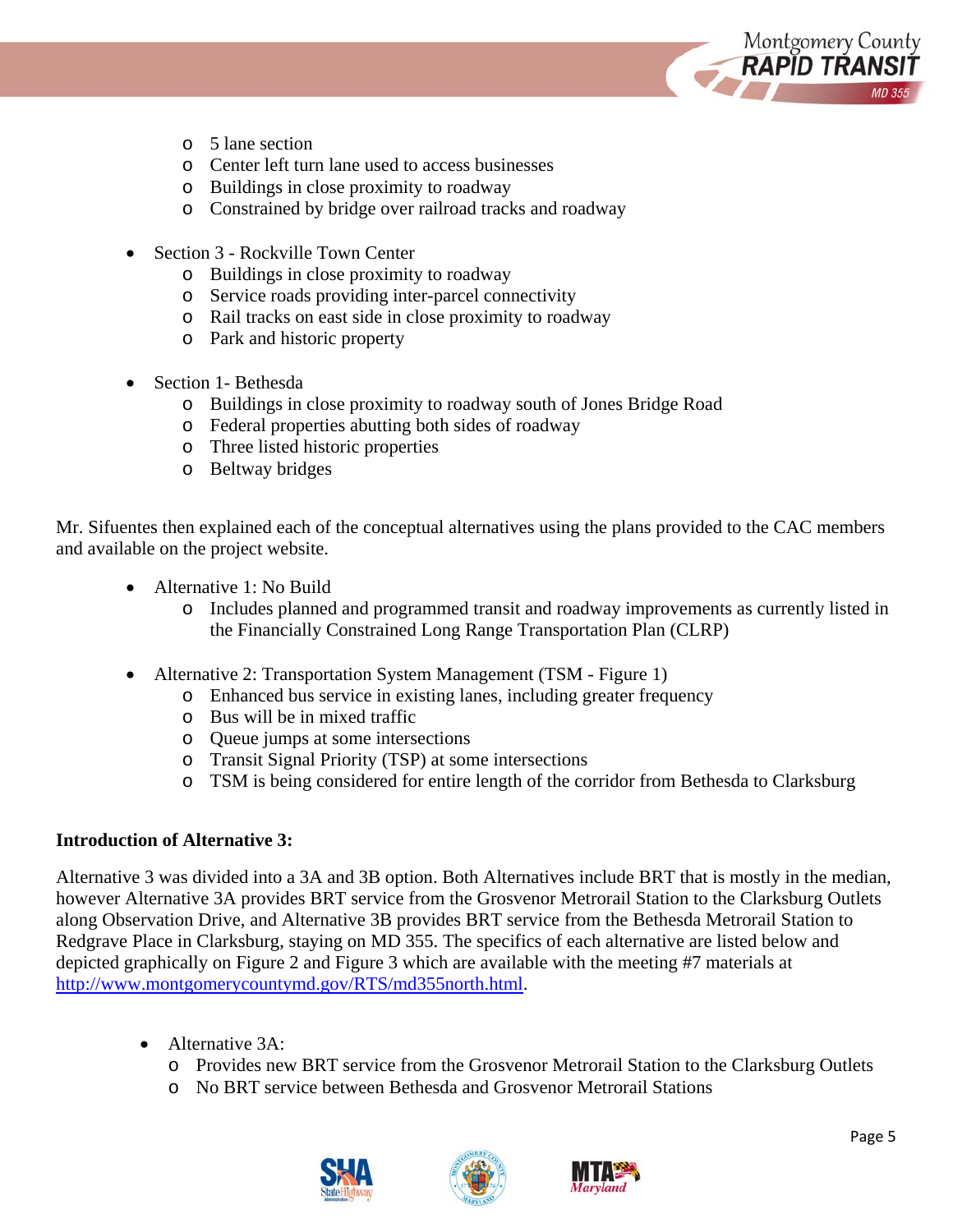- 5 lane section
    - Center left turn lane used to access businesses
    - Buildings in close proximity to roadway
    - Constrained by bridge over railroad tracks and roadway

- Section 3 - Rockville Town Center
    - Buildings in close proximity to roadway
    - Service roads providing inter-parcel connectivity
    - Rail tracks on east side in close proximity to roadway
    - Park and historic property

- Section 1- Bethesda
    - Buildings in close proximity to roadway south of Jones Bridge Road
    - Federal properties abutting both sides of roadway
    - Three listed historic properties
    - Beltway bridges

Mr. Sifuentes then explained each of the conceptual alternatives using the plans provided to the CAC members and available on the project website.

- Alternative 1: No Build
    - Includes planned and programmed transit and roadway improvements as currently listed in the Financially Constrained Long Range Transportation Plan (CLRP)

- Alternative 2: Transportation System Management (TSM - Figure 1)
    - Enhanced bus service in existing lanes, including greater frequency
    - Bus will be in mixed traffic
    - Queue jumps at some intersections
    - Transit Signal Priority (TSP) at some intersections
    - TSM is being considered for entire length of the corridor from Bethesda to Clarksburg

**Introduction of Alternative 3:**

Alternative 3 was divided into a 3A and 3B option. Both Alternatives include BRT that is mostly in the median, however Alternative 3A provides BRT service from the Grosvenor Metrorail Station to the Clarksburg Outlets along Observation Drive, and Alternative 3B provides BRT service from the Bethesda Metrorail Station to Redgrave Place in Clarksburg, staying on MD 355. The specifics of each alternative are listed below and depicted graphically on Figure 2 and Figure 3 which are available with the meeting #7 materials at http://www.montgomerycountymd.gov/RTS/md355north.html.

- Alternative 3A:
    - Provides new BRT service from the Grosvenor Metrorail Station to the Clarksburg Outlets
    - No BRT service between Bethesda and Grosvenor Metrorail Stations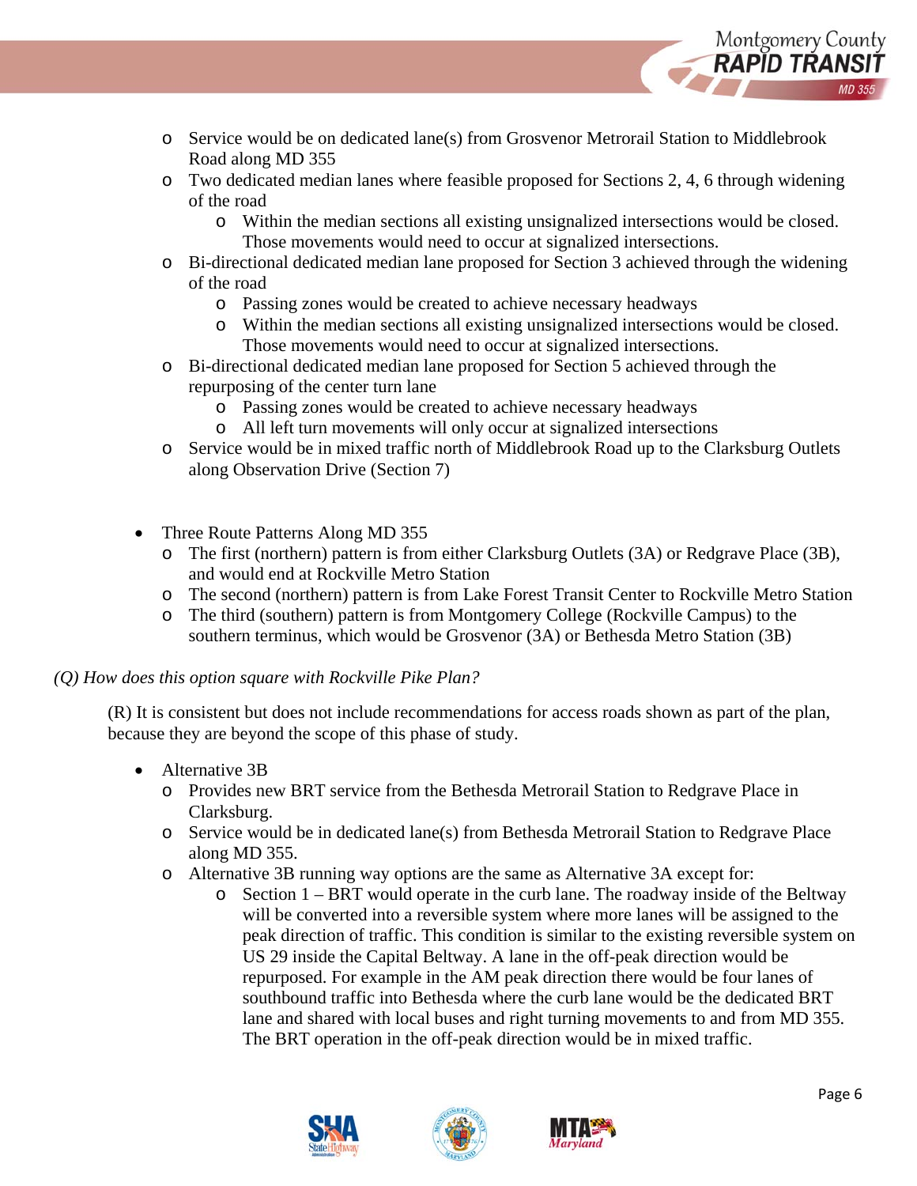- Service would be on dedicated lane(s) from Grosvenor Metrorail Station to Middlebrook Road along MD 355
  - Two dedicated median lanes where feasible proposed for Sections 2, 4, 6 through widening of the road
    - Within the median sections all existing unsignalized intersections would be closed. Those movements would need to occur at signalized intersections.
  - Bi-directional dedicated median lane proposed for Section 3 achieved through the widening of the road
    - Passing zones would be created to achieve necessary headways
    - Within the median sections all existing unsignalized intersections would be closed. Those movements would need to occur at signalized intersections.
  - Bi-directional dedicated median lane proposed for Section 5 achieved through the repurposing of the center turn lane
    - Passing zones would be created to achieve necessary headways
    - All left turn movements will only occur at signalized intersections
  - Service would be in mixed traffic north of Middlebrook Road up to the Clarksburg Outlets along Observation Drive (Section 7)

- Three Route Patterns Along MD 355
  - The first (northern) pattern is from either Clarksburg Outlets (3A) or Redgrave Place (3B), and would end at Rockville Metro Station
  - The second (northern) pattern is from Lake Forest Transit Center to Rockville Metro Station
  - The third (southern) pattern is from Montgomery College (Rockville Campus) to the southern terminus, which would be Grosvenor (3A) or Bethesda Metro Station (3B)

*(Q) How does this option square with Rockville Pike Plan?*

(R) It is consistent but does not include recommendations for access roads shown as part of the plan, because they are beyond the scope of this phase of study.

- Alternative 3B
  - Provides new BRT service from the Bethesda Metrorail Station to Redgrave Place in Clarksburg.
  - Service would be in dedicated lane(s) from Bethesda Metrorail Station to Redgrave Place along MD 355.
  - Alternative 3B running way options are the same as Alternative 3A except for:
    - Section 1 – BRT would operate in the curb lane. The roadway inside of the Beltway will be converted into a reversible system where more lanes will be assigned to the peak direction of traffic. This condition is similar to the existing reversible system on US 29 inside the Capital Beltway. A lane in the off-peak direction would be repurposed. For example in the AM peak direction there would be four lanes of southbound traffic into Bethesda where the curb lane would be the dedicated BRT lane and shared with local buses and right turning movements to and from MD 355. The BRT operation in the off-peak direction would be in mixed traffic.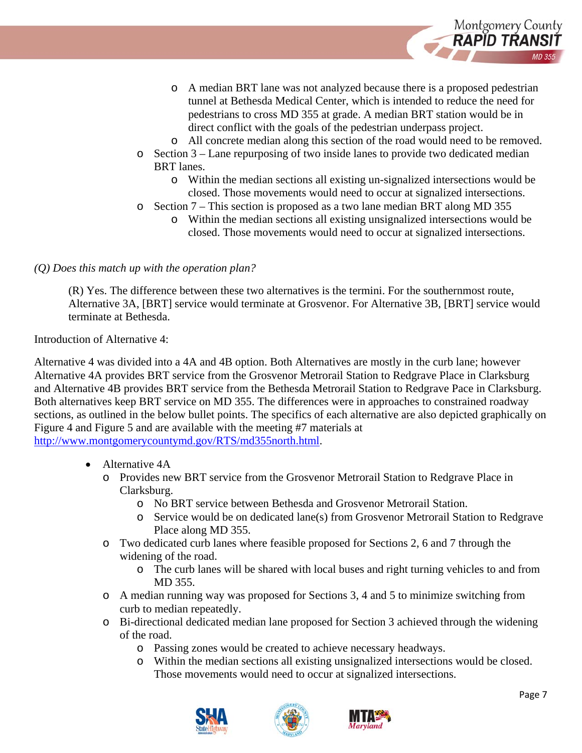- A median BRT lane was not analyzed because there is a proposed pedestrian tunnel at Bethesda Medical Center, which is intended to reduce the need for pedestrians to cross MD 355 at grade. A median BRT station would be in direct conflict with the goals of the pedestrian underpass project.
      - All concrete median along this section of the road would need to be removed.
    - Section 3 – Lane repurposing of two inside lanes to provide two dedicated median BRT lanes.
      - Within the median sections all existing un-signalized intersections would be closed. Those movements would need to occur at signalized intersections.
    - Section 7 – This section is proposed as a two lane median BRT along MD 355
      - Within the median sections all existing unsignalized intersections would be closed. Those movements would need to occur at signalized intersections.

*(Q) Does this match up with the operation plan?*

> (R) Yes. The difference between these two alternatives is the termini. For the southernmost route, Alternative 3A, [BRT] service would terminate at Grosvenor. For Alternative 3B, [BRT] service would terminate at Bethesda.

Introduction of Alternative 4:

Alternative 4 was divided into a 4A and 4B option. Both Alternatives are mostly in the curb lane; however Alternative 4A provides BRT service from the Grosvenor Metrorail Station to Redgrave Place in Clarksburg and Alternative 4B provides BRT service from the Bethesda Metrorail Station to Redgrave Pace in Clarksburg. Both alternatives keep BRT service on MD 355. The differences were in approaches to constrained roadway sections, as outlined in the below bullet points. The specifics of each alternative are also depicted graphically on Figure 4 and Figure 5 and are available with the meeting #7 materials at http://www.montgomerycountymd.gov/RTS/md355north.html.

- Alternative 4A
  - Provides new BRT service from the Grosvenor Metrorail Station to Redgrave Place in Clarksburg.
    - No BRT service between Bethesda and Grosvenor Metrorail Station.
    - Service would be on dedicated lane(s) from Grosvenor Metrorail Station to Redgrave Place along MD 355.
  - Two dedicated curb lanes where feasible proposed for Sections 2, 6 and 7 through the widening of the road.
    - The curb lanes will be shared with local buses and right turning vehicles to and from MD 355.
  - A median running way was proposed for Sections 3, 4 and 5 to minimize switching from curb to median repeatedly.
  - Bi-directional dedicated median lane proposed for Section 3 achieved through the widening of the road.
    - Passing zones would be created to achieve necessary headways.
    - Within the median sections all existing unsignalized intersections would be closed. Those movements would need to occur at signalized intersections.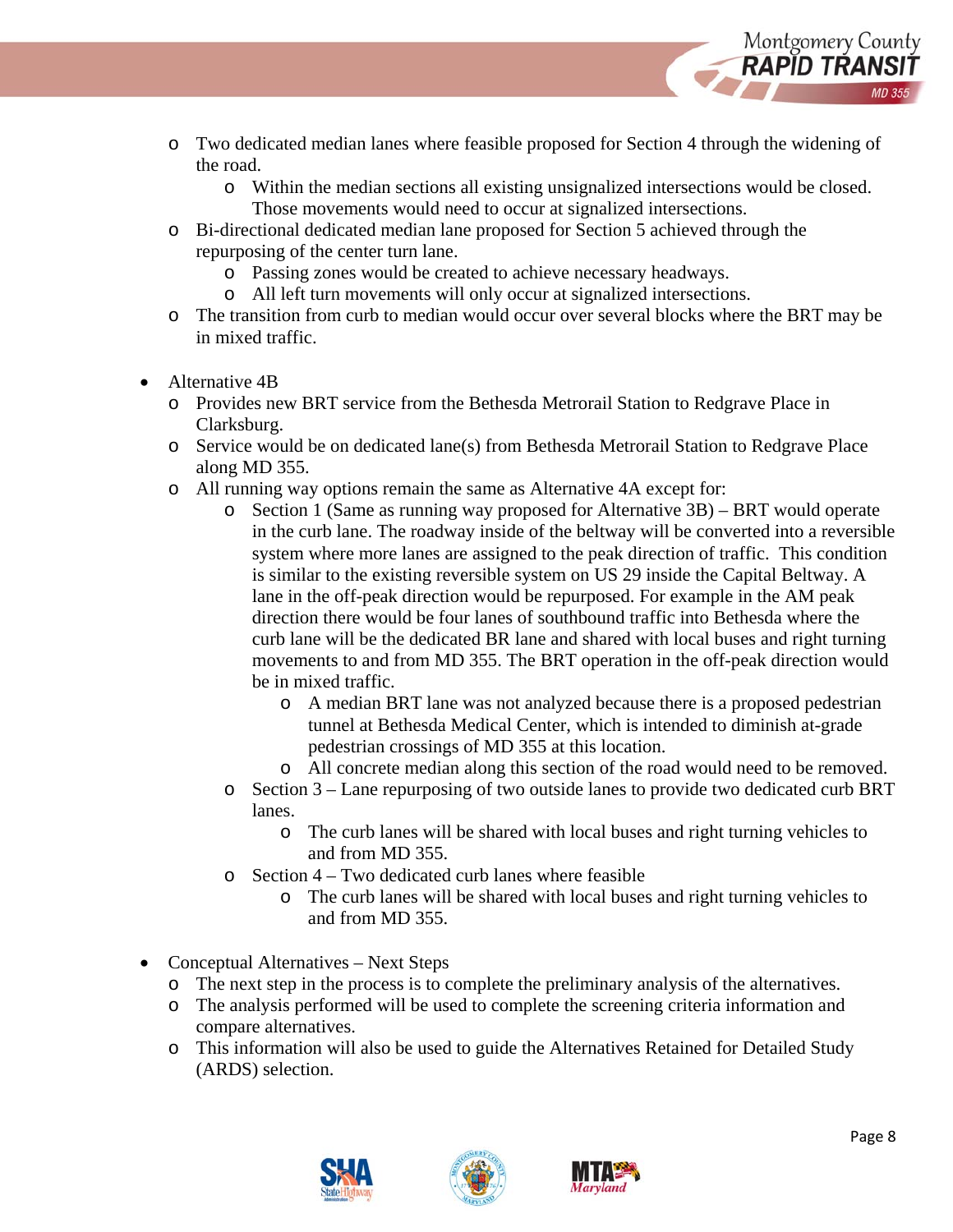- Two dedicated median lanes where feasible proposed for Section 4 through the widening of the road.
    - Within the median sections all existing unsignalized intersections would be closed. Those movements would need to occur at signalized intersections.
  - Bi-directional dedicated median lane proposed for Section 5 achieved through the repurposing of the center turn lane.
    - Passing zones would be created to achieve necessary headways.
    - All left turn movements will only occur at signalized intersections.
  - The transition from curb to median would occur over several blocks where the BRT may be in mixed traffic.

- Alternative 4B
  - Provides new BRT service from the Bethesda Metrorail Station to Redgrave Place in Clarksburg.
  - Service would be on dedicated lane(s) from Bethesda Metrorail Station to Redgrave Place along MD 355.
  - All running way options remain the same as Alternative 4A except for:
    - Section 1 (Same as running way proposed for Alternative 3B) – BRT would operate in the curb lane. The roadway inside of the beltway will be converted into a reversible system where more lanes are assigned to the peak direction of traffic. This condition is similar to the existing reversible system on US 29 inside the Capital Beltway. A lane in the off-peak direction would be repurposed. For example in the AM peak direction there would be four lanes of southbound traffic into Bethesda where the curb lane will be the dedicated BR lane and shared with local buses and right turning movements to and from MD 355. The BRT operation in the off-peak direction would be in mixed traffic.
      - A median BRT lane was not analyzed because there is a proposed pedestrian tunnel at Bethesda Medical Center, which is intended to diminish at-grade pedestrian crossings of MD 355 at this location.
      - All concrete median along this section of the road would need to be removed.
    - Section 3 – Lane repurposing of two outside lanes to provide two dedicated curb BRT lanes.
      - The curb lanes will be shared with local buses and right turning vehicles to and from MD 355.
    - Section 4 – Two dedicated curb lanes where feasible
      - The curb lanes will be shared with local buses and right turning vehicles to and from MD 355.

- Conceptual Alternatives – Next Steps
  - The next step in the process is to complete the preliminary analysis of the alternatives.
  - The analysis performed will be used to complete the screening criteria information and compare alternatives.
  - This information will also be used to guide the Alternatives Retained for Detailed Study (ARDS) selection.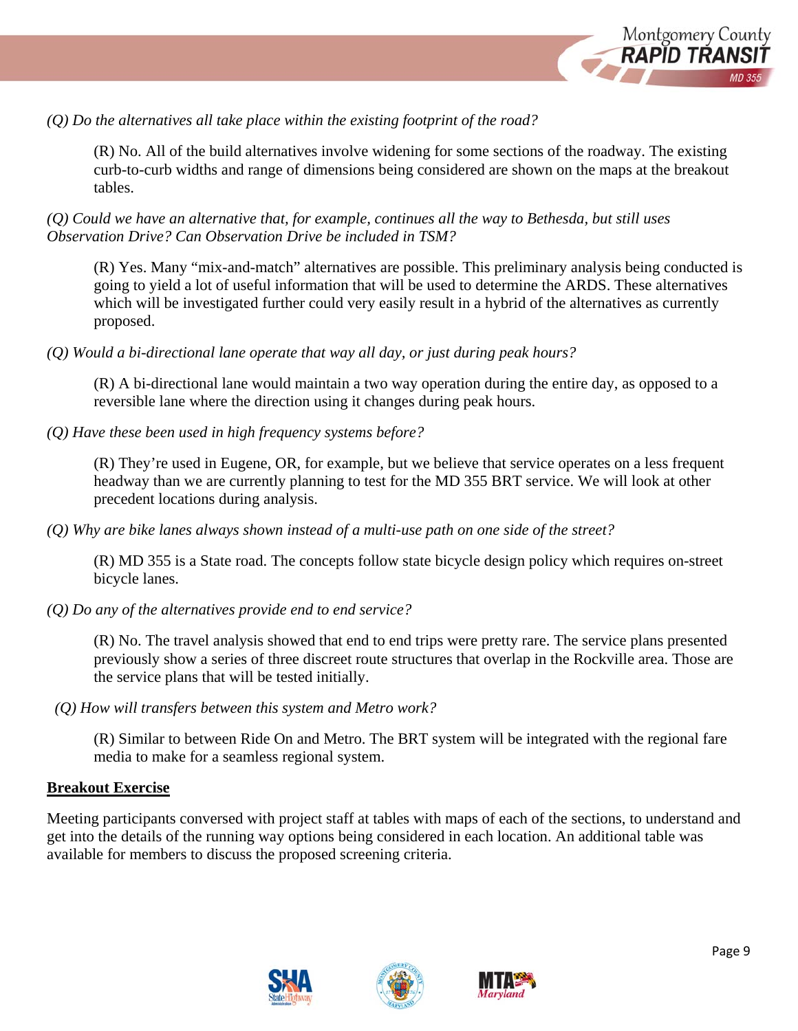*(Q) Do the alternatives all take place within the existing footprint of the road?*

(R) No. All of the build alternatives involve widening for some sections of the roadway. The existing curb-to-curb widths and range of dimensions being considered are shown on the maps at the breakout tables.

*(Q) Could we have an alternative that, for example, continues all the way to Bethesda, but still uses Observation Drive? Can Observation Drive be included in TSM?*

(R) Yes. Many "mix-and-match" alternatives are possible. This preliminary analysis being conducted is going to yield a lot of useful information that will be used to determine the ARDS. These alternatives which will be investigated further could very easily result in a hybrid of the alternatives as currently proposed.

*(Q) Would a bi-directional lane operate that way all day, or just during peak hours?*

(R) A bi-directional lane would maintain a two way operation during the entire day, as opposed to a reversible lane where the direction using it changes during peak hours.

*(Q) Have these been used in high frequency systems before?*

(R) They're used in Eugene, OR, for example, but we believe that service operates on a less frequent headway than we are currently planning to test for the MD 355 BRT service. We will look at other precedent locations during analysis.

*(Q) Why are bike lanes always shown instead of a multi-use path on one side of the street?*

(R) MD 355 is a State road. The concepts follow state bicycle design policy which requires on-street bicycle lanes.

*(Q) Do any of the alternatives provide end to end service?*

(R) No. The travel analysis showed that end to end trips were pretty rare. The service plans presented previously show a series of three discreet route structures that overlap in the Rockville area. Those are the service plans that will be tested initially.

*(Q) How will transfers between this system and Metro work?*

(R) Similar to between Ride On and Metro. The BRT system will be integrated with the regional fare media to make for a seamless regional system.

**Breakout Exercise**

Meeting participants conversed with project staff at tables with maps of each of the sections, to understand and get into the details of the running way options being considered in each location. An additional table was available for members to discuss the proposed screening criteria.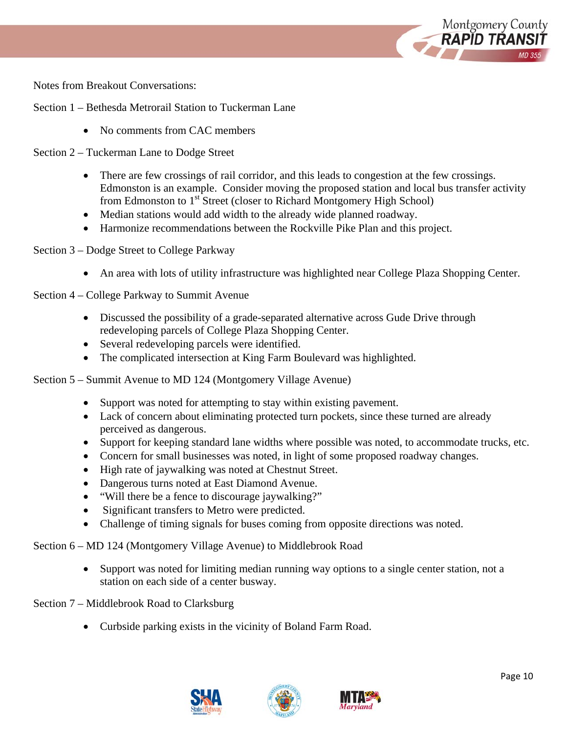Notes from Breakout Conversations:

Section 1 – Bethesda Metrorail Station to Tuckerman Lane

- No comments from CAC members

Section 2 – Tuckerman Lane to Dodge Street

- There are few crossings of rail corridor, and this leads to congestion at the few crossings. Edmonston is an example. Consider moving the proposed station and local bus transfer activity from Edmonston to 1st Street (closer to Richard Montgomery High School)
- Median stations would add width to the already wide planned roadway.
- Harmonize recommendations between the Rockville Pike Plan and this project.

Section 3 – Dodge Street to College Parkway

- An area with lots of utility infrastructure was highlighted near College Plaza Shopping Center.

Section 4 – College Parkway to Summit Avenue

- Discussed the possibility of a grade-separated alternative across Gude Drive through redeveloping parcels of College Plaza Shopping Center.
- Several redeveloping parcels were identified.
- The complicated intersection at King Farm Boulevard was highlighted.

Section 5 – Summit Avenue to MD 124 (Montgomery Village Avenue)

- Support was noted for attempting to stay within existing pavement.
- Lack of concern about eliminating protected turn pockets, since these turned are already perceived as dangerous.
- Support for keeping standard lane widths where possible was noted, to accommodate trucks, etc.
- Concern for small businesses was noted, in light of some proposed roadway changes.
- High rate of jaywalking was noted at Chestnut Street.
- Dangerous turns noted at East Diamond Avenue.
- "Will there be a fence to discourage jaywalking?"
- Significant transfers to Metro were predicted.
- Challenge of timing signals for buses coming from opposite directions was noted.

Section 6 – MD 124 (Montgomery Village Avenue) to Middlebrook Road

- Support was noted for limiting median running way options to a single center station, not a station on each side of a center busway.

Section 7 – Middlebrook Road to Clarksburg

- Curbside parking exists in the vicinity of Boland Farm Road.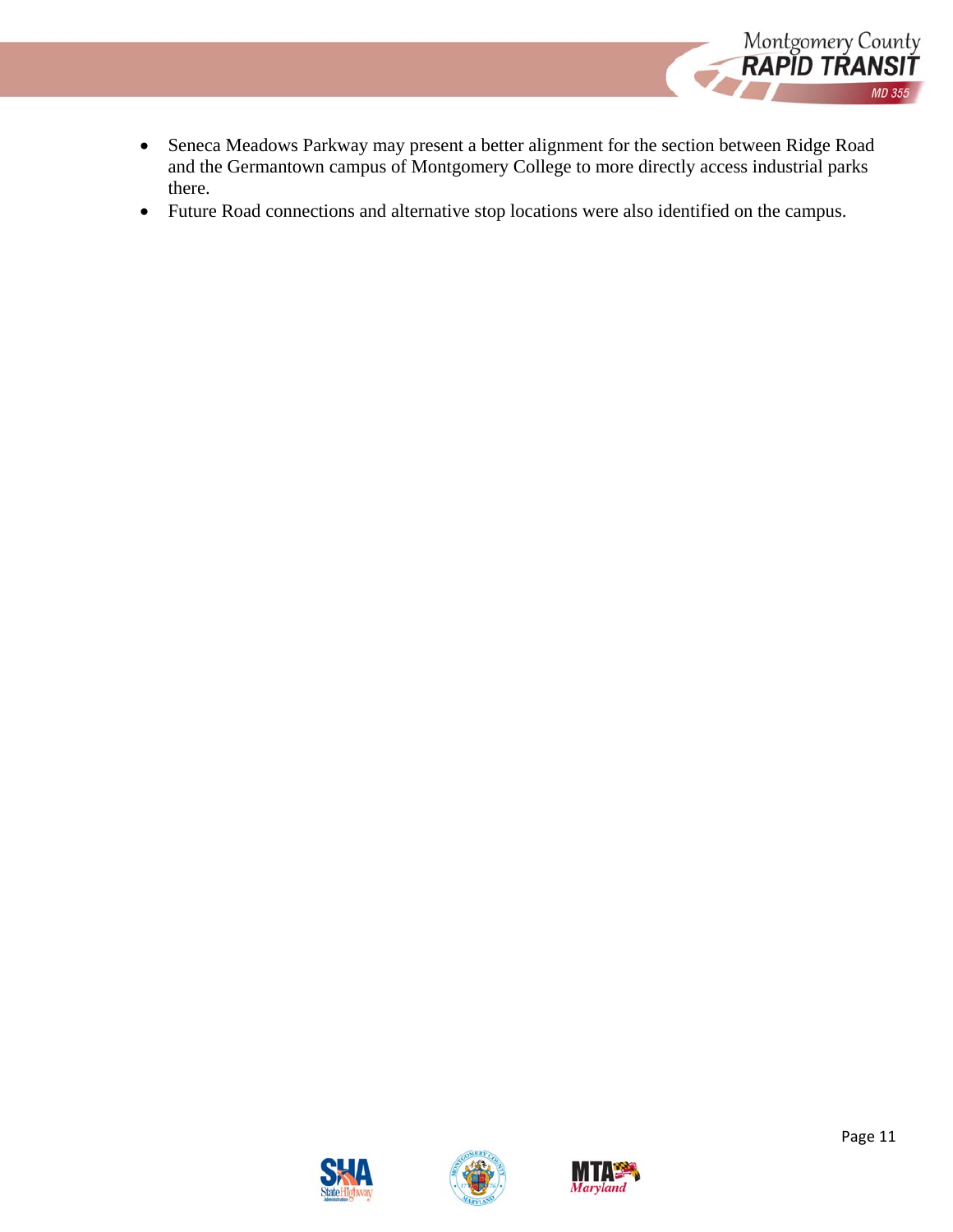- Seneca Meadows Parkway may present a better alignment for the section between Ridge Road and the Germantown campus of Montgomery College to more directly access industrial parks there.
- Future Road connections and alternative stop locations were also identified on the campus.